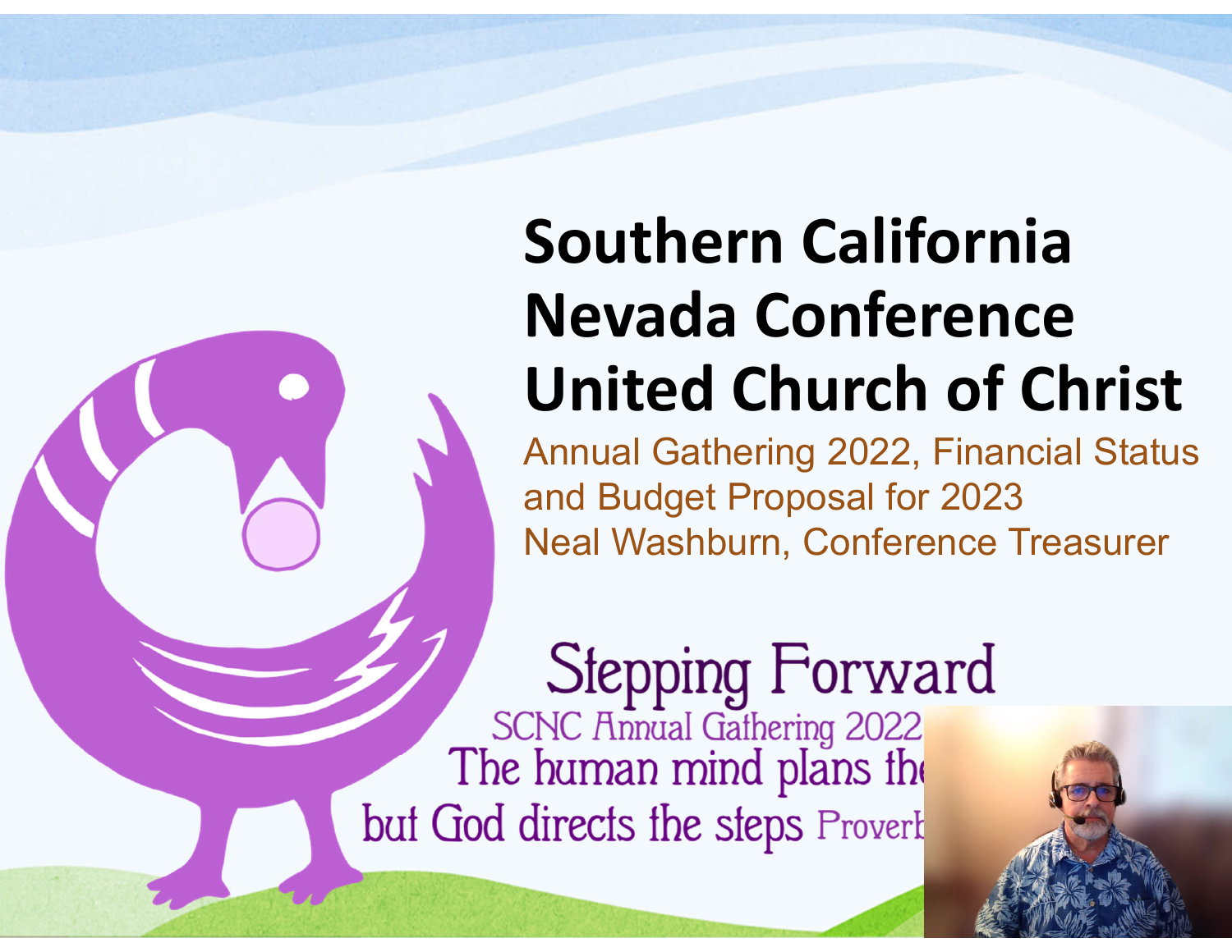# Southern California Nevada Conference United Church of Christ

Annual Gathering 2022, Financial Status and Budget Proposal for 2023

Neal Washburn, Conference Treasurer

Stepping Forward

SCNC Annual Gathering 2022

The human mind plans the

but God directs the steps Proverb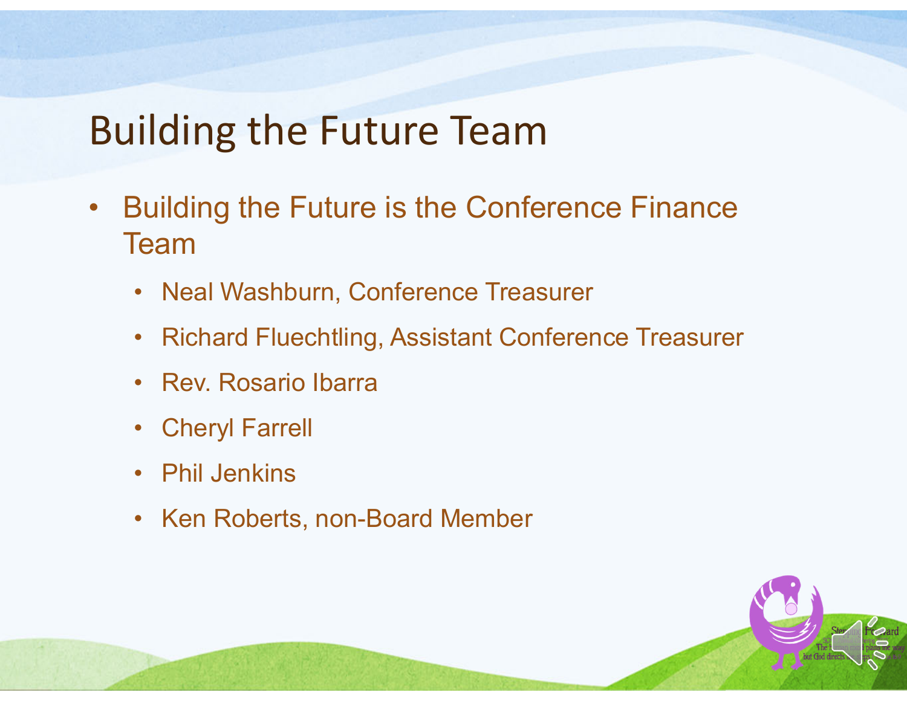# Building the Future Team

- Building the Future is the Conference Finance Team
  - Neal Washburn, Conference Treasurer
  - Richard Fluechtling, Assistant Conference Treasurer
  - Rev. Rosario Ibarra
  - Cheryl Farrell
  - Phil Jenkins
  - Ken Roberts, non-Board Member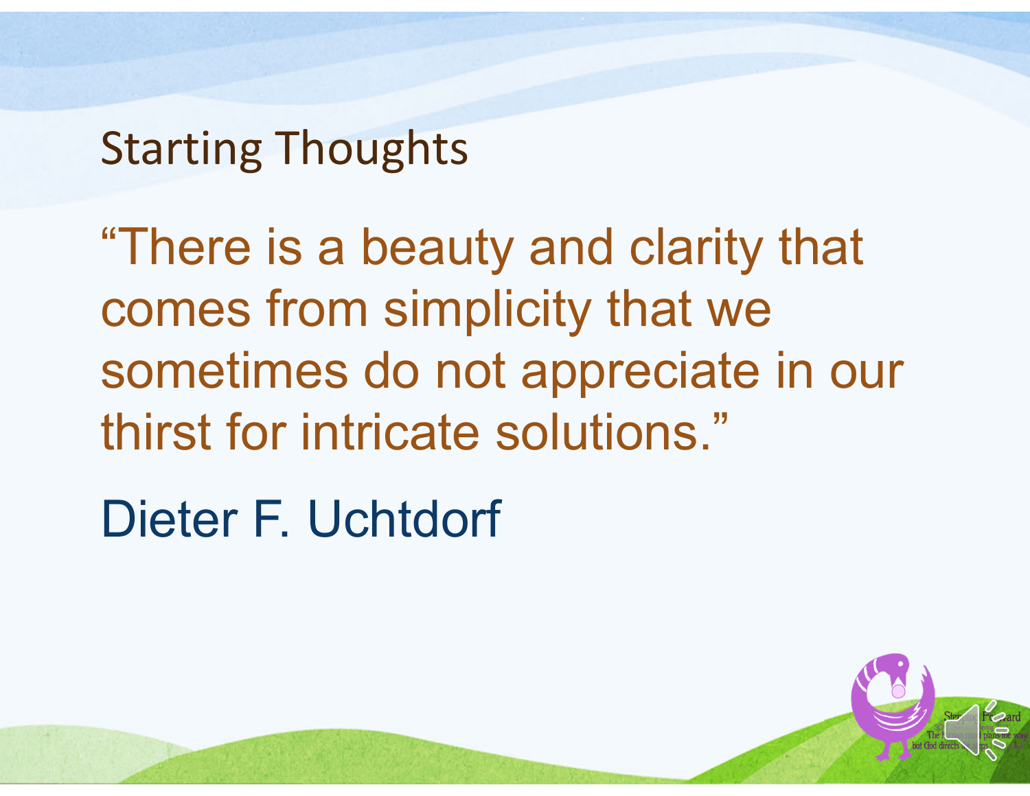## Starting Thoughts

"There is a beauty and clarity that comes from simplicity that we sometimes do not appreciate in our thirst for intricate solutions."

Dieter F. Uchtdorf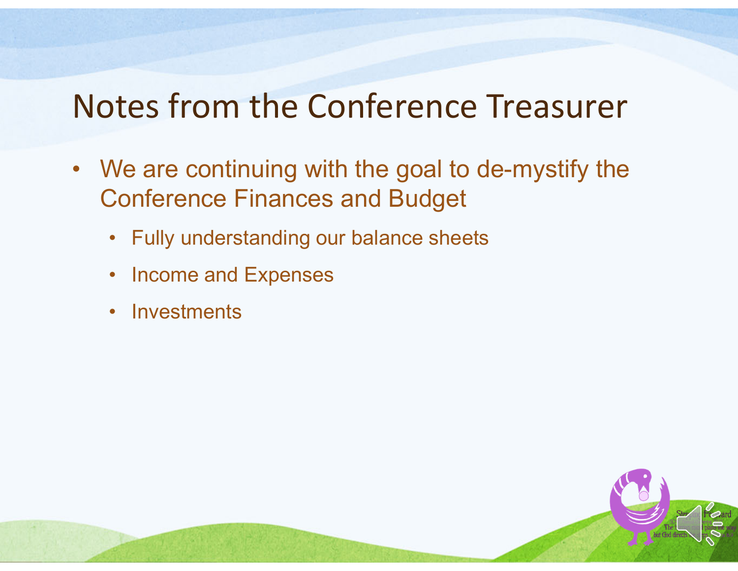# Notes from the Conference Treasurer

- We are continuing with the goal to de-mystify the Conference Finances and Budget
  - Fully understanding our balance sheets
  - Income and Expenses
  - Investments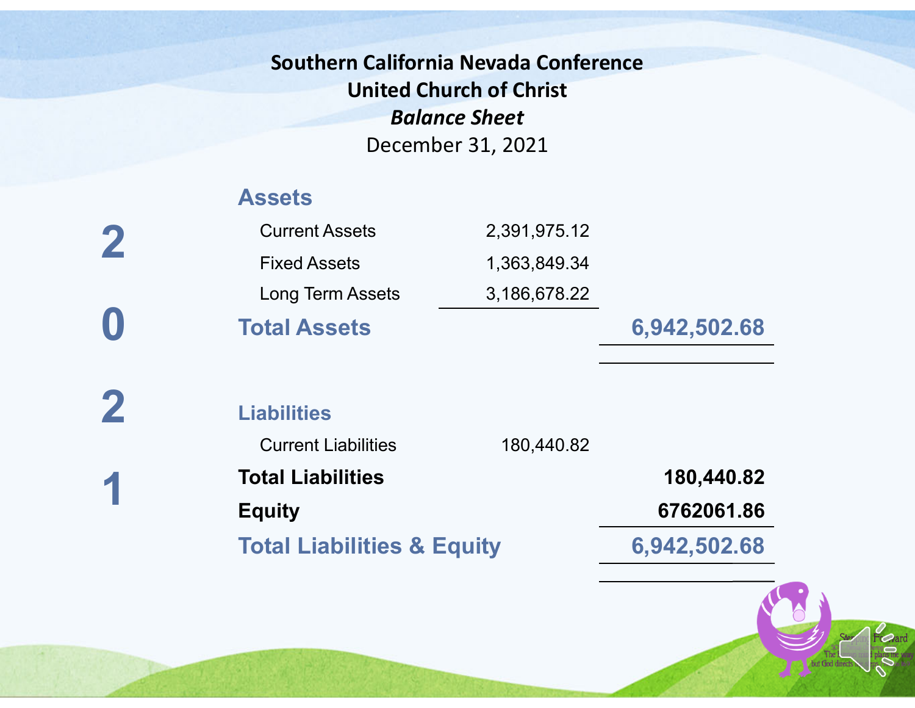# Southern California Nevada Conference
## United Church of Christ
### *Balance Sheet*
December 31, 2021

**2021**

| | | |
|---|---|---|
| **Assets** | | |
| Current Assets | 2,391,975.12 | |
| Fixed Assets | 1,363,849.34 | |
| Long Term Assets | 3,186,678.22 | |
| **Total Assets** | | **6,942,502.68** |
| **Liabilities** | | |
| Current Liabilities | 180,440.82 | |
| **Total Liabilities** | | **180,440.82** |
| **Equity** | | **6762061.86** |
| **Total Liabilities & Equity** | | **6,942,502.68** |

Stepping Forward

The human mind plans the way, but God directs the steps.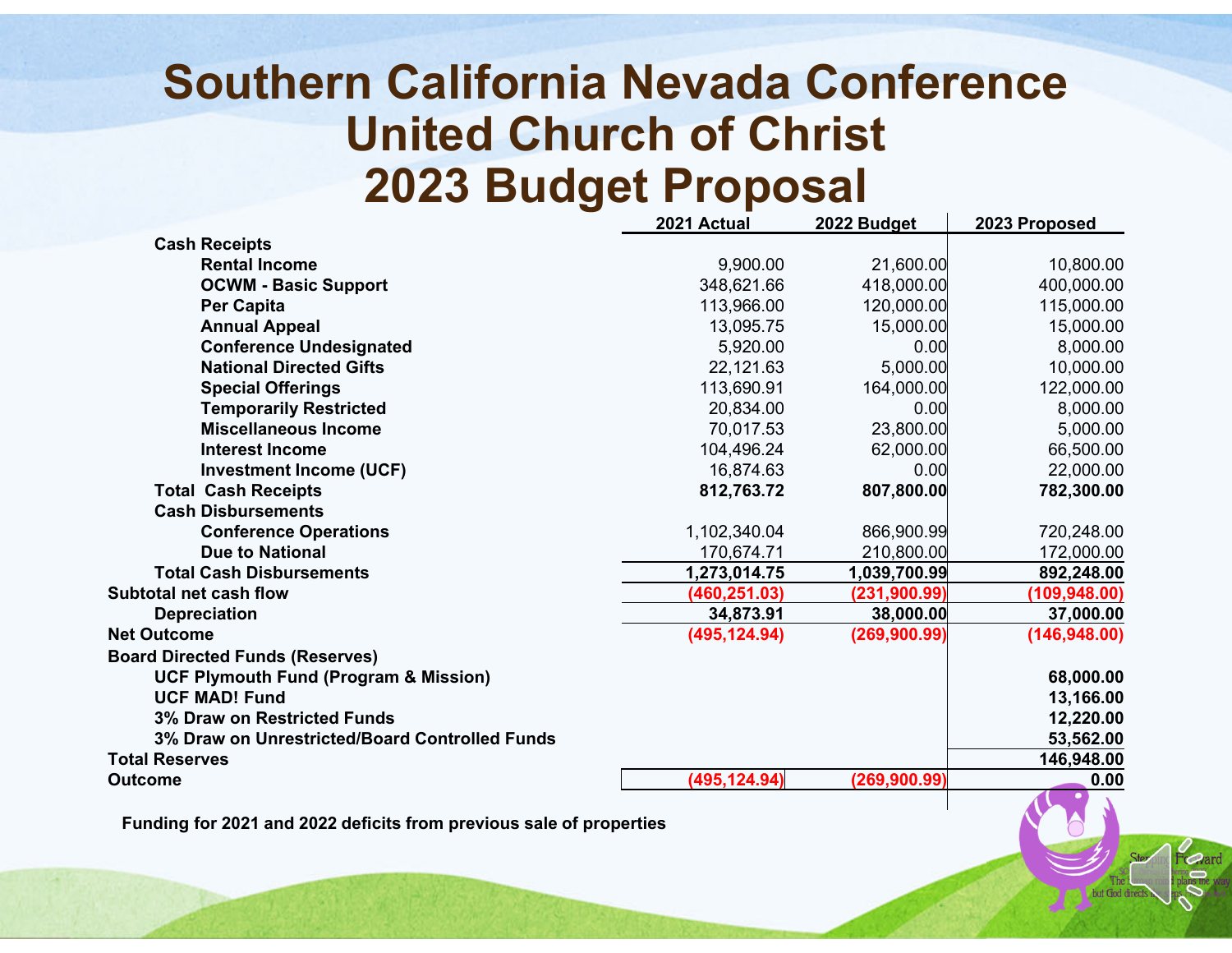# Southern California Nevada Conference United Church of Christ 2023 Budget Proposal

| | 2021 Actual | 2022 Budget | 2023 Proposed |
|---|---|---|---|
| **Cash Receipts** | | | |
| **Rental Income** | 9,900.00 | 21,600.00 | 10,800.00 |
| **OCWM - Basic Support** | 348,621.66 | 418,000.00 | 400,000.00 |
| **Per Capita** | 113,966.00 | 120,000.00 | 115,000.00 |
| **Annual Appeal** | 13,095.75 | 15,000.00 | 15,000.00 |
| **Conference Undesignated** | 5,920.00 | 0.00 | 8,000.00 |
| **National Directed Gifts** | 22,121.63 | 5,000.00 | 10,000.00 |
| **Special Offerings** | 113,690.91 | 164,000.00 | 122,000.00 |
| **Temporarily Restricted** | 20,834.00 | 0.00 | 8,000.00 |
| **Miscellaneous Income** | 70,017.53 | 23,800.00 | 5,000.00 |
| **Interest Income** | 104,496.24 | 62,000.00 | 66,500.00 |
| **Investment Income (UCF)** | 16,874.63 | 0.00 | 22,000.00 |
| **Total Cash Receipts** | **812,763.72** | **807,800.00** | **782,300.00** |
| **Cash Disbursements** | | | |
| **Conference Operations** | 1,102,340.04 | 866,900.99 | 720,248.00 |
| **Due to National** | 170,674.71 | 210,800.00 | 172,000.00 |
| **Total Cash Disbursements** | **1,273,014.75** | **1,039,700.99** | **892,248.00** |
| **Subtotal net cash flow** | **(460,251.03)** | **(231,900.99)** | **(109,948.00)** |
| **Depreciation** | **34,873.91** | **38,000.00** | **37,000.00** |
| **Net Outcome** | **(495,124.94)** | **(269,900.99)** | **(146,948.00)** |
| **Board Directed Funds (Reserves)** | | | |
| **UCF Plymouth Fund (Program & Mission)** | | | **68,000.00** |
| **UCF MAD! Fund** | | | **13,166.00** |
| **3% Draw on Restricted Funds** | | | **12,220.00** |
| **3% Draw on Unrestricted/Board Controlled Funds** | | | **53,562.00** |
| **Total Reserves** | | | **146,948.00** |
| **Outcome** | **(495,124.94)** | **(269,900.99)** | **0.00** |

**Funding for 2021 and 2022 deficits from previous sale of properties**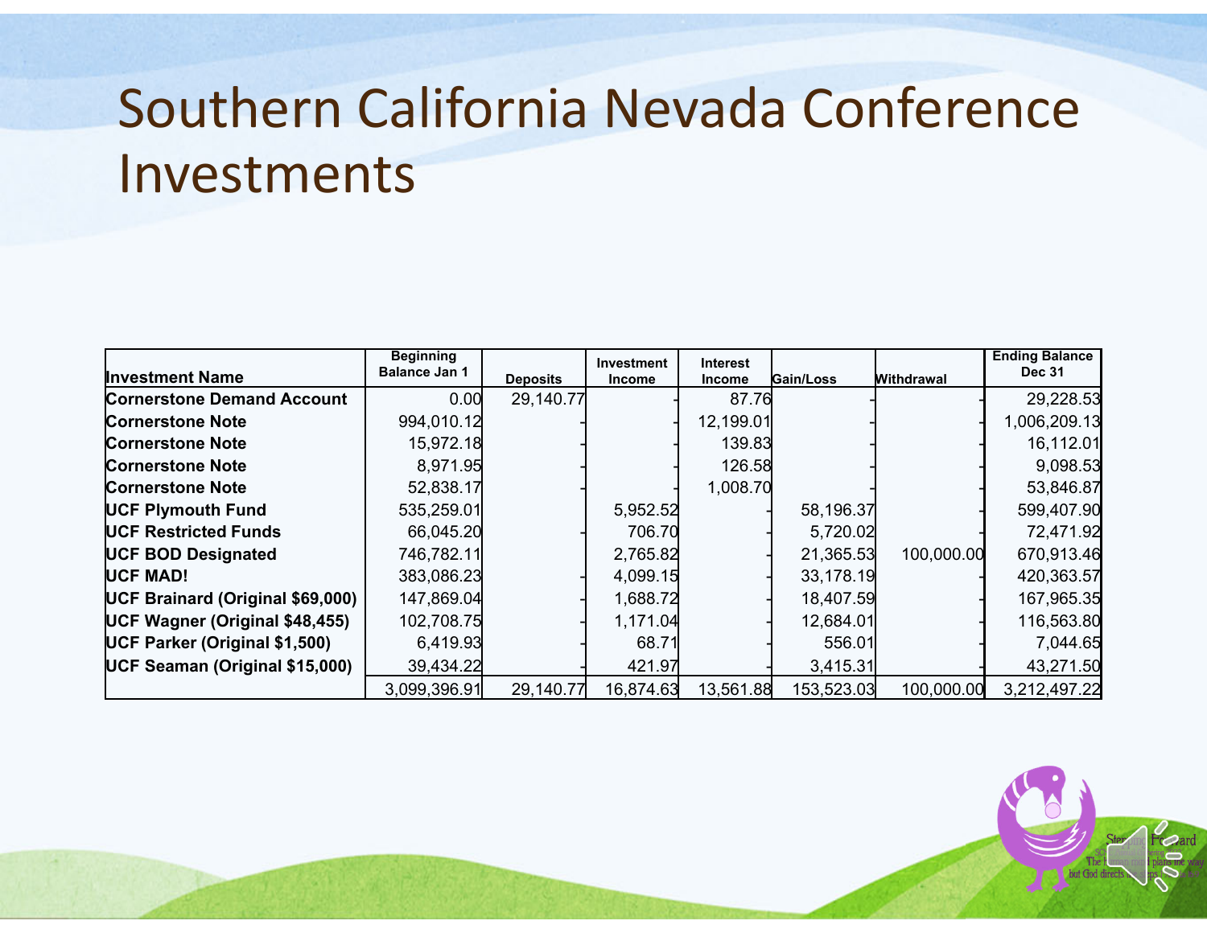# Southern California Nevada Conference Investments

| Investment Name | Beginning Balance Jan 1 | Deposits | Investment Income | Interest Income | Gain/Loss | Withdrawal | Ending Balance Dec 31 |
|---|---|---|---|---|---|---|---|
| **Cornerstone Demand Account** | 0.00 | 29,140.77 | - | 87.76 | - | - | 29,228.53 |
| **Cornerstone Note** | 994,010.12 | - | - | 12,199.01 | - | - | 1,006,209.13 |
| **Cornerstone Note** | 15,972.18 | - | - | 139.83 | - | - | 16,112.01 |
| **Cornerstone Note** | 8,971.95 | - | - | 126.58 | - | - | 9,098.53 |
| **Cornerstone Note** | 52,838.17 | - | - | 1,008.70 | - | - | 53,846.87 |
| **UCF Plymouth Fund** | 535,259.01 | - | 5,952.52 | - | 58,196.37 | - | 599,407.90 |
| **UCF Restricted Funds** | 66,045.20 | - | 706.70 | - | 5,720.02 | - | 72,471.92 |
| **UCF BOD Designated** | 746,782.11 | - | 2,765.82 | - | 21,365.53 | 100,000.00 | 670,913.46 |
| **UCF MAD!** | 383,086.23 | - | 4,099.15 | - | 33,178.19 | - | 420,363.57 |
| **UCF Brainard (Original $69,000)** | 147,869.04 | - | 1,688.72 | - | 18,407.59 | - | 167,965.35 |
| **UCF Wagner (Original $48,455)** | 102,708.75 | - | 1,171.04 | - | 12,684.01 | - | 116,563.80 |
| **UCF Parker (Original $1,500)** | 6,419.93 | - | 68.71 | - | 556.01 | - | 7,044.65 |
| **UCF Seaman (Original $15,000)** | 39,434.22 | - | 421.97 | - | 3,415.31 | - | 43,271.50 |
| | 3,099,396.91 | 29,140.77 | 16,874.63 | 13,561.88 | 153,523.03 | 100,000.00 | 3,212,497.22 |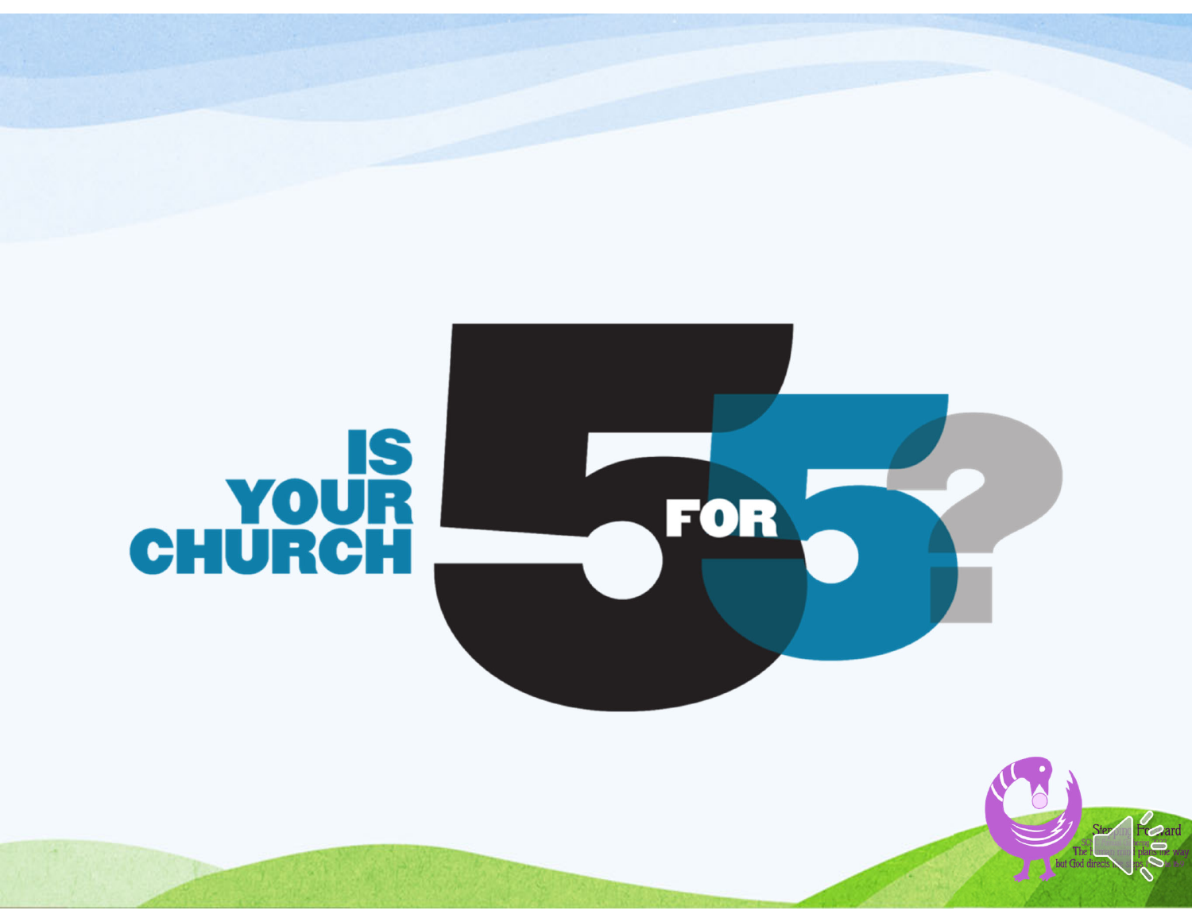# IS YOUR CHURCH 5 FOR 5?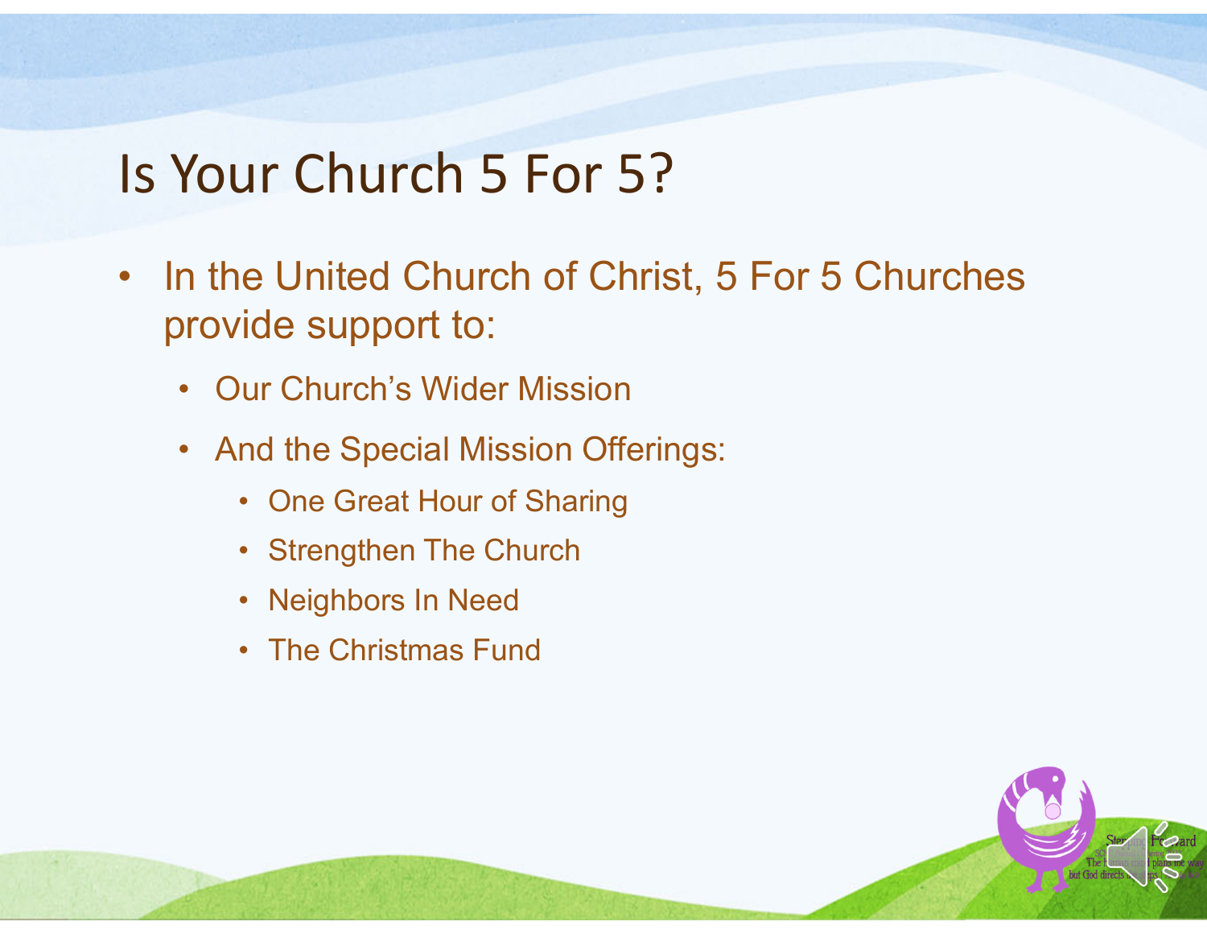# Is Your Church 5 For 5?

- In the United Church of Christ, 5 For 5 Churches provide support to:
  - Our Church's Wider Mission
  - And the Special Mission Offerings:
    - One Great Hour of Sharing
    - Strengthen The Church
    - Neighbors In Need
    - The Christmas Fund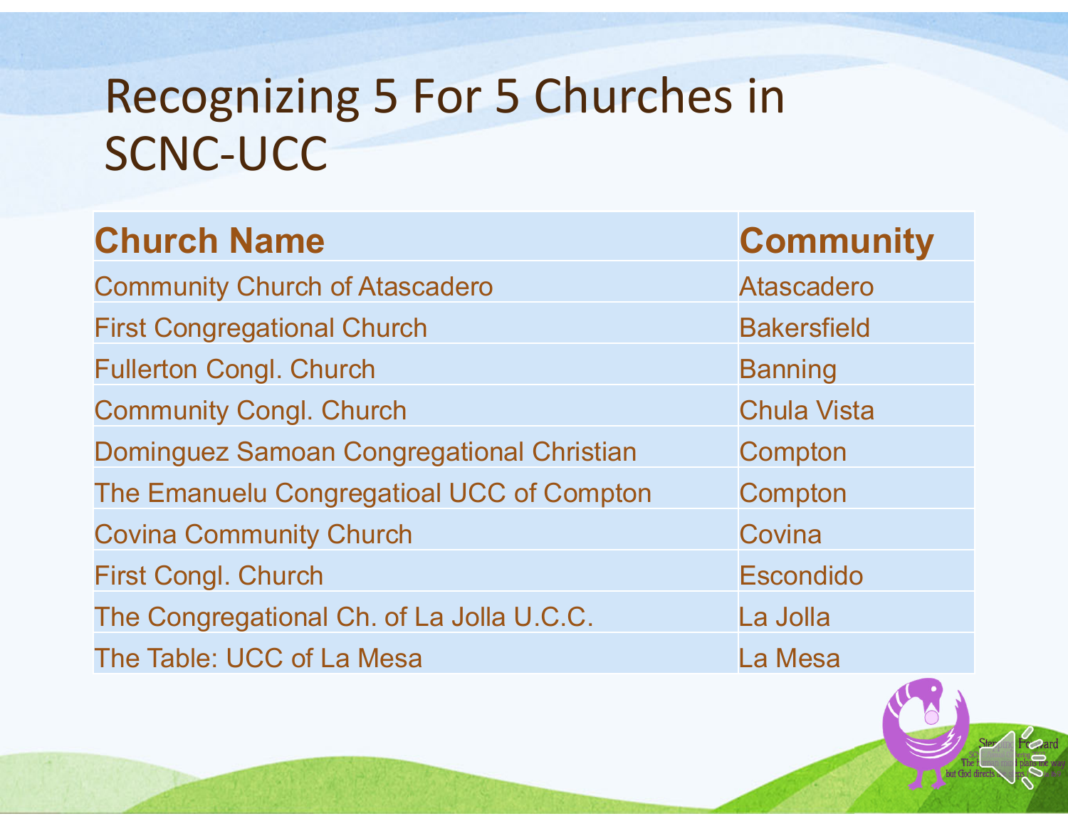# Recognizing 5 For 5 Churches in SCNC-UCC

| Church Name | Community |
|---|---|
| Community Church of Atascadero | Atascadero |
| First Congregational Church | Bakersfield |
| Fullerton Congl. Church | Banning |
| Community Congl. Church | Chula Vista |
| Dominguez Samoan Congregational Christian | Compton |
| The Emanuelu Congregatioal UCC of Compton | Compton |
| Covina Community Church | Covina |
| First Congl. Church | Escondido |
| The Congregational Ch. of La Jolla U.C.C. | La Jolla |
| The Table: UCC of La Mesa | La Mesa |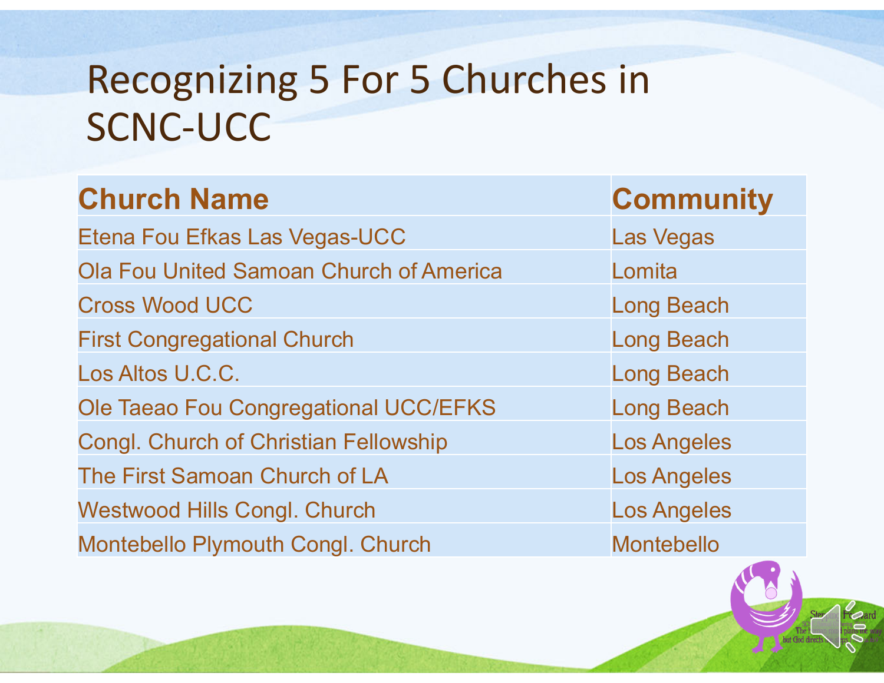# Recognizing 5 For 5 Churches in SCNC-UCC

| Church Name | Community |
|---|---|
| Etena Fou Efkas Las Vegas-UCC | Las Vegas |
| Ola Fou United Samoan Church of America | Lomita |
| Cross Wood UCC | Long Beach |
| First Congregational Church | Long Beach |
| Los Altos U.C.C. | Long Beach |
| Ole Taeao Fou Congregational UCC/EFKS | Long Beach |
| Congl. Church of Christian Fellowship | Los Angeles |
| The First Samoan Church of LA | Los Angeles |
| Westwood Hills Congl. Church | Los Angeles |
| Montebello Plymouth Congl. Church | Montebello |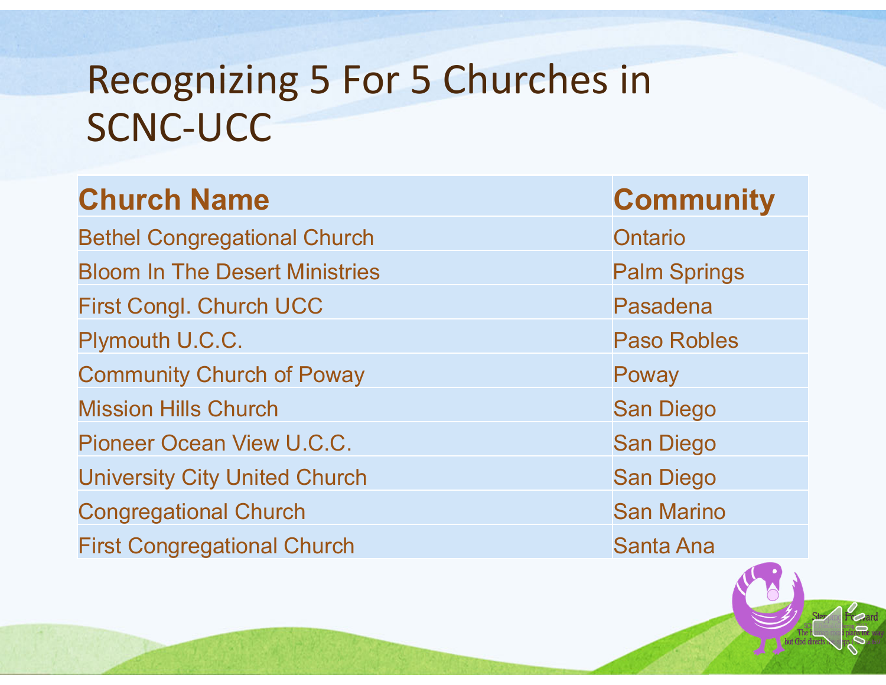# Recognizing 5 For 5 Churches in SCNC-UCC

| Church Name | Community |
| --- | --- |
| Bethel Congregational Church | Ontario |
| Bloom In The Desert Ministries | Palm Springs |
| First Congl. Church UCC | Pasadena |
| Plymouth U.C.C. | Paso Robles |
| Community Church of Poway | Poway |
| Mission Hills Church | San Diego |
| Pioneer Ocean View U.C.C. | San Diego |
| University City United Church | San Diego |
| Congregational Church | San Marino |
| First Congregational Church | Santa Ana |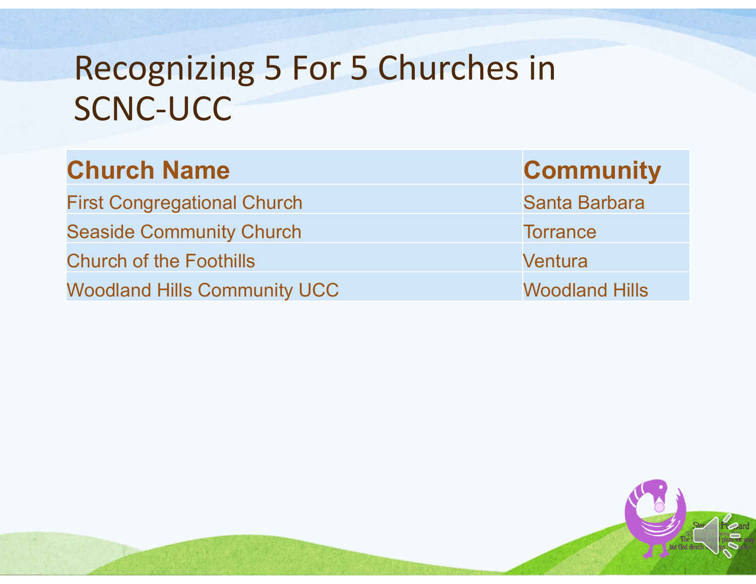# Recognizing 5 For 5 Churches in SCNC-UCC

| Church Name | Community |
| --- | --- |
| First Congregational Church | Santa Barbara |
| Seaside Community Church | Torrance |
| Church of the Foothills | Ventura |
| Woodland Hills Community UCC | Woodland Hills |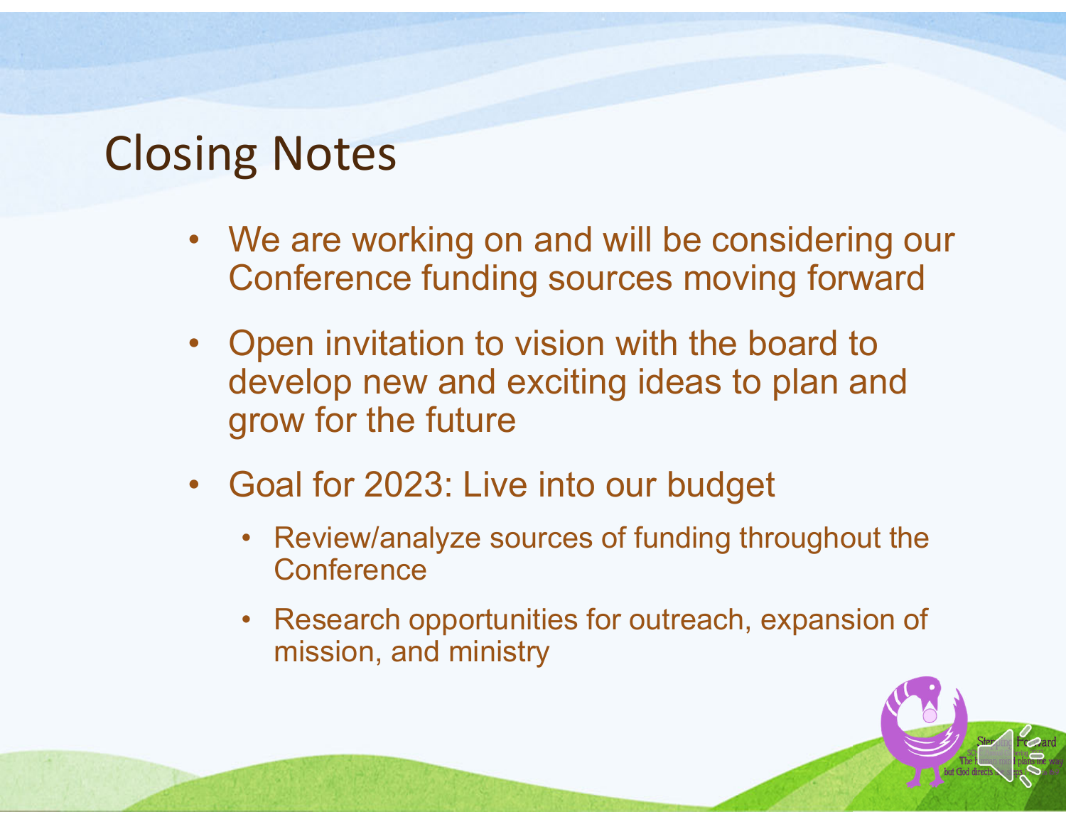# Closing Notes

- We are working on and will be considering our Conference funding sources moving forward
- Open invitation to vision with the board to develop new and exciting ideas to plan and grow for the future
- Goal for 2023: Live into our budget
  - Review/analyze sources of funding throughout the Conference
  - Research opportunities for outreach, expansion of mission, and ministry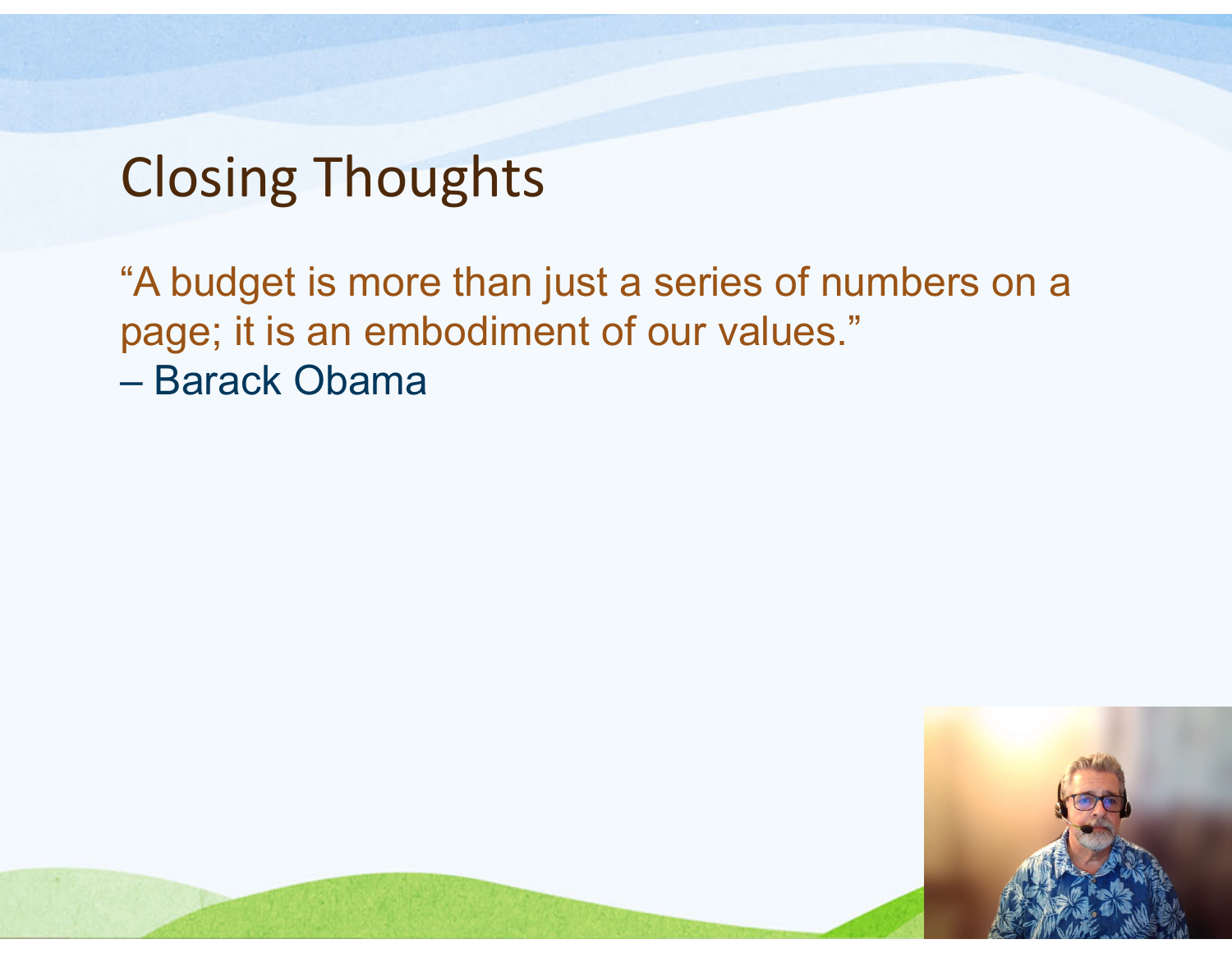# Closing Thoughts

“A budget is more than just a series of numbers on a page; it is an embodiment of our values.”
– Barack Obama